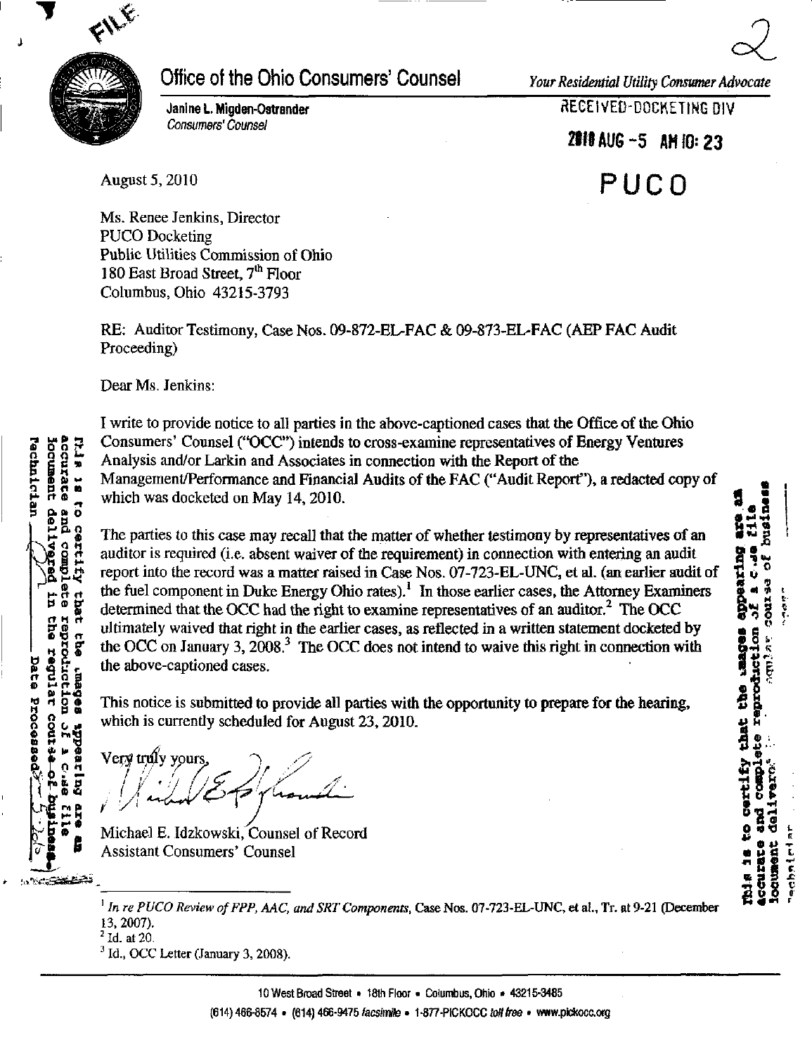# Office of the Ohio Consumers' Counsel

Janine L. Migden-Ostrander
*Consumers' Counsel*

*Your Residential Utility Consumer Advocate*

RECEIVED-DOCKETING DIV

2010 AUG -5 AM 10: 23

PUCO

August 5, 2010

Ms. Renee Jenkins, Director
PUCO Docketing
Public Utilities Commission of Ohio
180 East Broad Street, 7th Floor
Columbus, Ohio 43215-3793

RE: Auditor Testimony, Case Nos. 09-872-EL-FAC & 09-873-EL-FAC (AEP FAC Audit Proceeding)

Dear Ms. Jenkins:

I write to provide notice to all parties in the above-captioned cases that the Office of the Ohio Consumers' Counsel ("OCC") intends to cross-examine representatives of Energy Ventures Analysis and/or Larkin and Associates in connection with the Report of the Management/Performance and Financial Audits of the FAC ("Audit Report"), a redacted copy of which was docketed on May 14, 2010.

The parties to this case may recall that the matter of whether testimony by representatives of an auditor is required (i.e. absent waiver of the requirement) in connection with entering an audit report into the record was a matter raised in Case Nos. 07-723-EL-UNC, et al. (an earlier audit of the fuel component in Duke Energy Ohio rates).[1] In those earlier cases, the Attorney Examiners determined that the OCC had the right to examine representatives of an auditor.[2] The OCC ultimately waived that right in the earlier cases, as reflected in a written statement docketed by the OCC on January 3, 2008.[3] The OCC does not intend to waive this right in connection with the above-captioned cases.

This notice is submitted to provide all parties with the opportunity to prepare for the hearing, which is currently scheduled for August 23, 2010.

Very truly yours,

Michael E. Idzkowski, Counsel of Record
Assistant Consumers' Counsel

---

[1] *In re PUCO Review of FPP, AAC, and SRT Components*, Case Nos. 07-723-EL-UNC, et al., Tr. at 9-21 (December 13, 2007).

[2] Id. at 20.

[3] Id., OCC Letter (January 3, 2008).

10 West Broad Street • 18th Floor • Columbus, Ohio • 43215-3485
(614) 466-8574 • (614) 466-9475 *facsimile* • 1-877-PICKOCC *toll free* • www.pickocc.org

This is to certify that the images appearing are an accurate and complete reproduction of a case file document delivered in the regular course of business.
Technician ______ Date Processed ______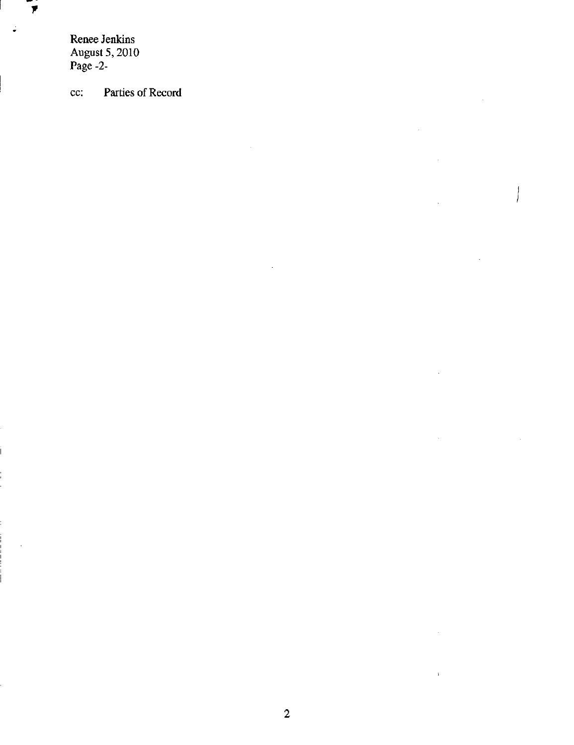cc: Parties of Record